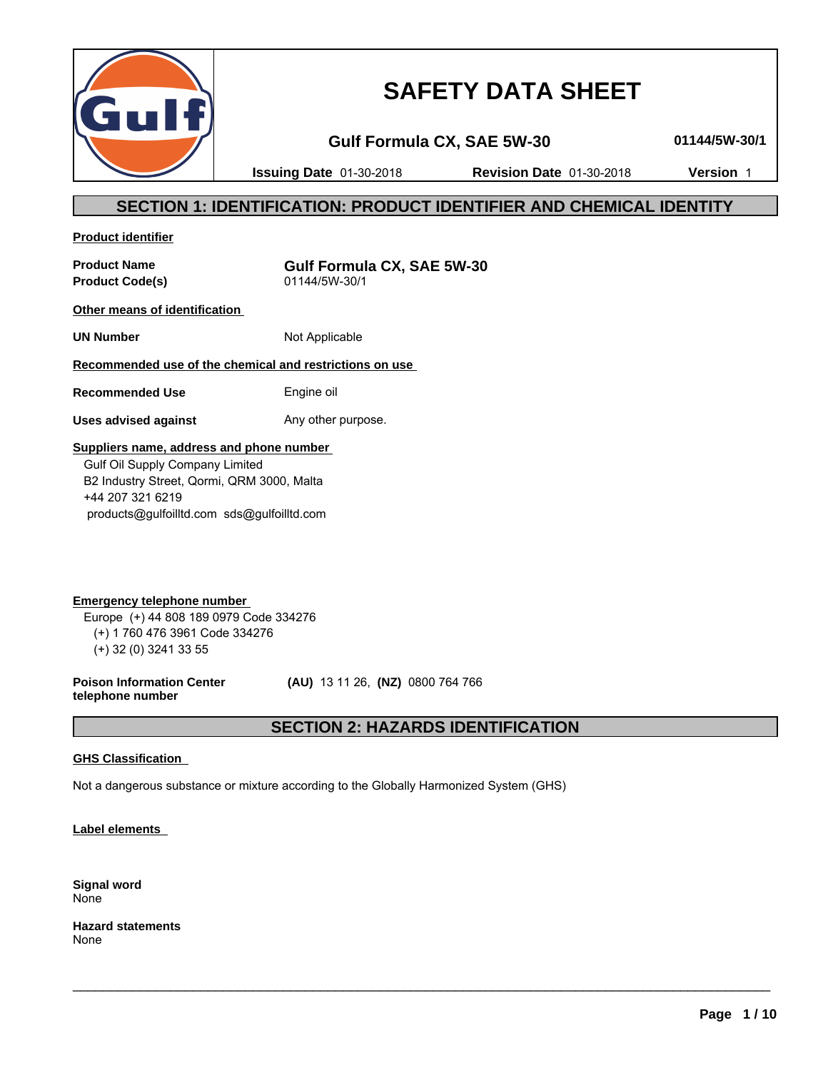# SAFETY DATA SHEET

**Gulf Formula CX, SAE 5W-30** **01144/5W-30/1**

**Issuing Date** 01-30-2018 **Revision Date** 01-30-2018 **Version** 1

## SECTION 1: IDENTIFICATION: PRODUCT IDENTIFIER AND CHEMICAL IDENTITY

**Product identifier**

| | |
|---|---|
| **Product Name** | **Gulf Formula CX, SAE 5W-30** |
| **Product Code(s)** | 01144/5W-30/1 |

**Other means of identification**

| | |
|---|---|
| **UN Number** | Not Applicable |

**Recommended use of the chemical and restrictions on use**

| | |
|---|---|
| **Recommended Use** | Engine oil |
| **Uses advised against** | Any other purpose. |

**Suppliers name, address and phone number**

Gulf Oil Supply Company Limited
B2 Industry Street, Qormi, QRM 3000, Malta
+44 207 321 6219
products@gulfoilltd.com sds@gulfoilltd.com

**Emergency telephone number**

Europe (+) 44 808 189 0979 Code 334276
(+) 1 760 476 3961 Code 334276
(+) 32 (0) 3241 33 55

**Poison Information Center telephone number** **(AU)** 13 11 26, **(NZ)** 0800 764 766

## SECTION 2: HAZARDS IDENTIFICATION

**GHS Classification**

Not a dangerous substance or mixture according to the Globally Harmonized System (GHS)

**Label elements**

**Signal word**
None

**Hazard statements**
None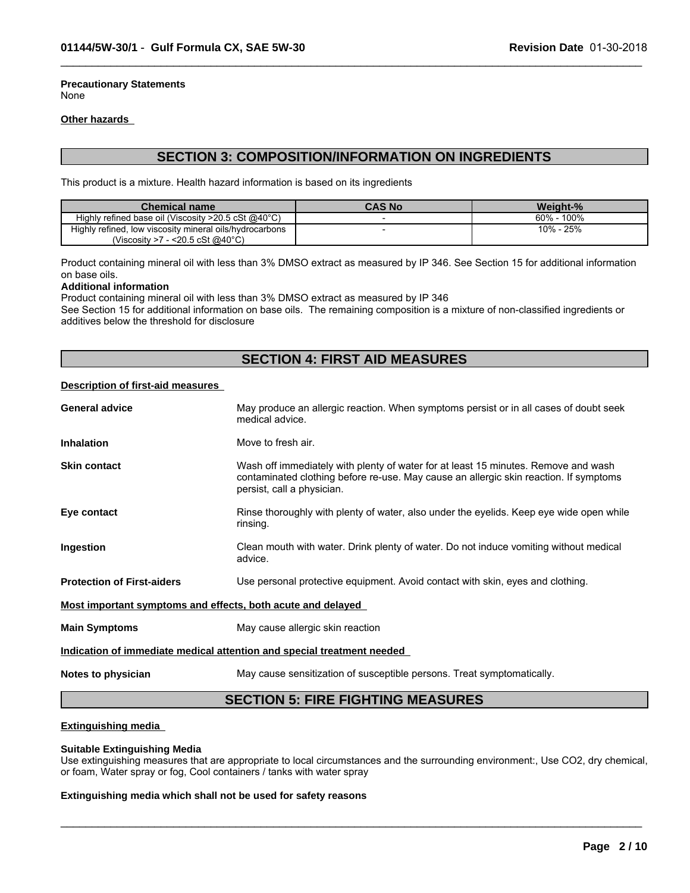**Precautionary Statements**
None

**Other hazards**

## SECTION 3: COMPOSITION/INFORMATION ON INGREDIENTS

This product is a mixture. Health hazard information is based on its ingredients

| Chemical name | CAS No | Weight-% |
|---|---|---|
| Highly refined base oil (Viscosity >20.5 cSt @40°C) | - | 60% - 100% |
| Highly refined, low viscosity mineral oils/hydrocarbons (Viscosity >7 - <20.5 cSt @40°C) | - | 10% - 25% |

Product containing mineral oil with less than 3% DMSO extract as measured by IP 346. See Section 15 for additional information on base oils.

**Additional information**

Product containing mineral oil with less than 3% DMSO extract as measured by IP 346
See Section 15 for additional information on base oils. The remaining composition is a mixture of non-classified ingredients or additives below the threshold for disclosure

## SECTION 4: FIRST AID MEASURES

**Description of first-aid measures**

**General advice** May produce an allergic reaction. When symptoms persist or in all cases of doubt seek medical advice.

**Inhalation** Move to fresh air.

**Skin contact** Wash off immediately with plenty of water for at least 15 minutes. Remove and wash contaminated clothing before re-use. May cause an allergic skin reaction. If symptoms persist, call a physician.

**Eye contact** Rinse thoroughly with plenty of water, also under the eyelids. Keep eye wide open while rinsing.

**Ingestion** Clean mouth with water. Drink plenty of water. Do not induce vomiting without medical advice.

**Protection of First-aiders** Use personal protective equipment. Avoid contact with skin, eyes and clothing.

**Most important symptoms and effects, both acute and delayed**

**Main Symptoms** May cause allergic skin reaction

**Indication of immediate medical attention and special treatment needed**

**Notes to physician** May cause sensitization of susceptible persons. Treat symptomatically.

## SECTION 5: FIRE FIGHTING MEASURES

**Extinguishing media**

**Suitable Extinguishing Media**

Use extinguishing measures that are appropriate to local circumstances and the surrounding environment:, Use $CO_2$, dry chemical, or foam, Water spray or fog, Cool containers / tanks with water spray

**Extinguishing media which shall not be used for safety reasons**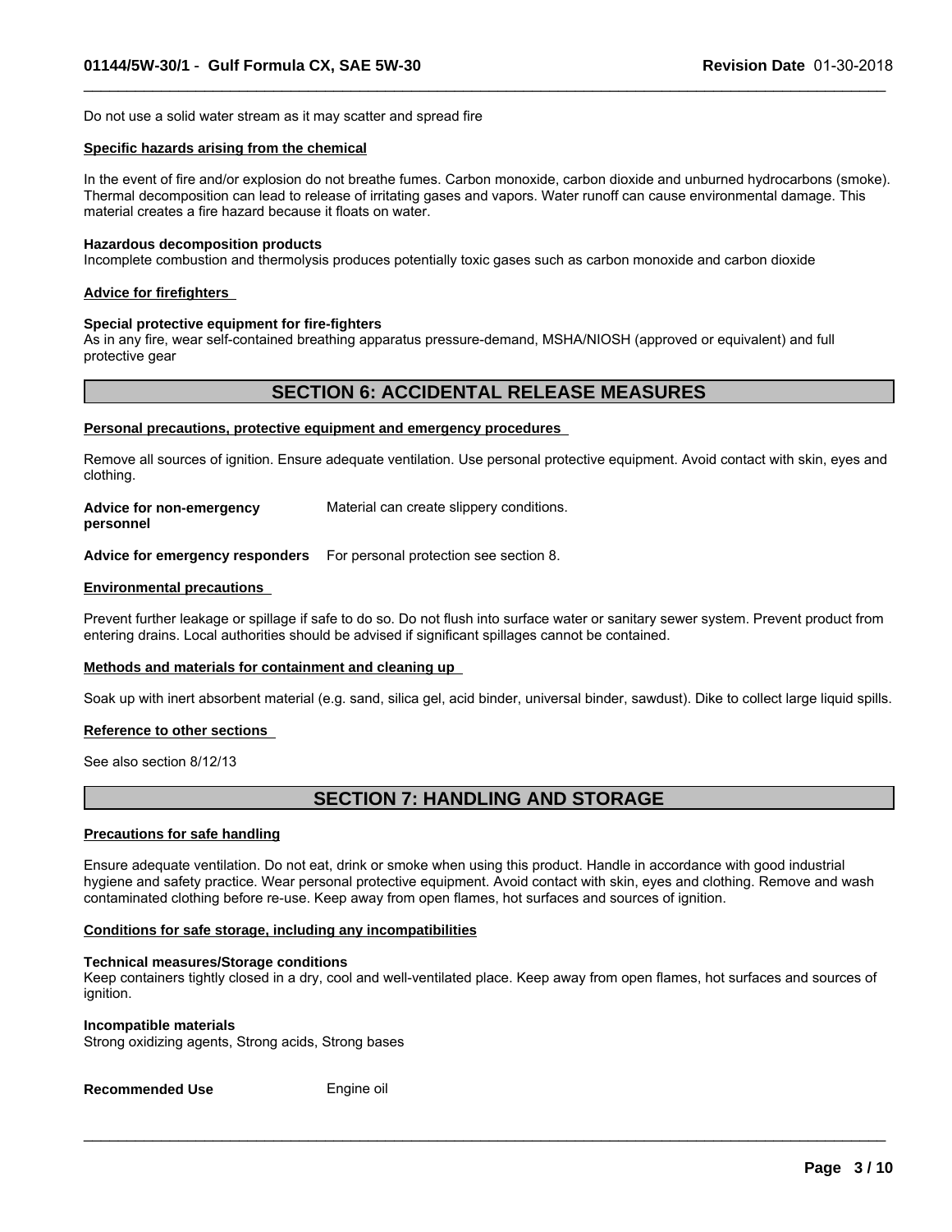Do not use a solid water stream as it may scatter and spread fire

**Specific hazards arising from the chemical**

In the event of fire and/or explosion do not breathe fumes. Carbon monoxide, carbon dioxide and unburned hydrocarbons (smoke). Thermal decomposition can lead to release of irritating gases and vapors. Water runoff can cause environmental damage. This material creates a fire hazard because it floats on water.

**Hazardous decomposition products**
Incomplete combustion and thermolysis produces potentially toxic gases such as carbon monoxide and carbon dioxide

**Advice for firefighters**

**Special protective equipment for fire-fighters**
As in any fire, wear self-contained breathing apparatus pressure-demand, MSHA/NIOSH (approved or equivalent) and full protective gear

## SECTION 6: ACCIDENTAL RELEASE MEASURES

**Personal precautions, protective equipment and emergency procedures**

Remove all sources of ignition. Ensure adequate ventilation. Use personal protective equipment. Avoid contact with skin, eyes and clothing.

**Advice for non-emergency personnel** Material can create slippery conditions.

**Advice for emergency responders** For personal protection see section 8.

**Environmental precautions**

Prevent further leakage or spillage if safe to do so. Do not flush into surface water or sanitary sewer system. Prevent product from entering drains. Local authorities should be advised if significant spillages cannot be contained.

**Methods and materials for containment and cleaning up**

Soak up with inert absorbent material (e.g. sand, silica gel, acid binder, universal binder, sawdust). Dike to collect large liquid spills.

**Reference to other sections**

See also section 8/12/13

## SECTION 7: HANDLING AND STORAGE

**Precautions for safe handling**

Ensure adequate ventilation. Do not eat, drink or smoke when using this product. Handle in accordance with good industrial hygiene and safety practice. Wear personal protective equipment. Avoid contact with skin, eyes and clothing. Remove and wash contaminated clothing before re-use. Keep away from open flames, hot surfaces and sources of ignition.

**Conditions for safe storage, including any incompatibilities**

**Technical measures/Storage conditions**
Keep containers tightly closed in a dry, cool and well-ventilated place. Keep away from open flames, hot surfaces and sources of ignition.

**Incompatible materials**
Strong oxidizing agents, Strong acids, Strong bases

**Recommended Use** Engine oil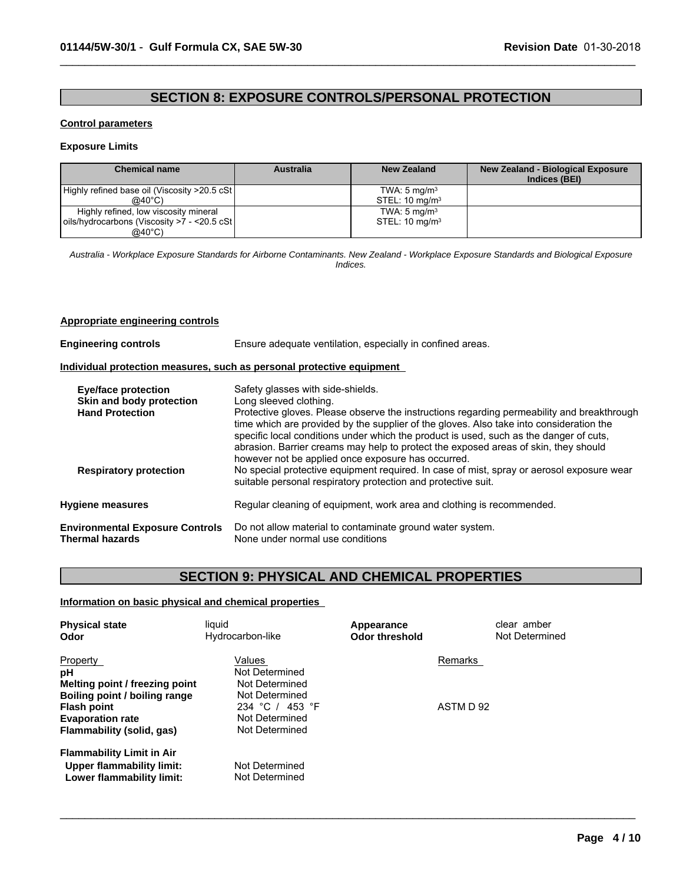## SECTION 8: EXPOSURE CONTROLS/PERSONAL PROTECTION

**Control parameters**

**Exposure Limits**

| Chemical name | Australia | New Zealand | New Zealand - Biological Exposure Indices (BEI) |
|---|---|---|---|
| Highly refined base oil (Viscosity >20.5 cSt @40°C) | | TWA: 5 mg/m$^3$<br>STEL: 10 mg/m$^3$ | |
| Highly refined, low viscosity mineral oils/hydrocarbons (Viscosity >7 - <20.5 cSt @40°C) | | TWA: 5 mg/m$^3$<br>STEL: 10 mg/m$^3$ | |

*Australia - Workplace Exposure Standards for Airborne Contaminants. New Zealand - Workplace Exposure Standards and Biological Exposure Indices.*

**Appropriate engineering controls**

**Engineering controls** Ensure adequate ventilation, especially in confined areas.

**Individual protection measures, such as personal protective equipment**

**Eye/face protection** Safety glasses with side-shields.

**Skin and body protection** Long sleeved clothing.

**Hand Protection** Protective gloves. Please observe the instructions regarding permeability and breakthrough time which are provided by the supplier of the gloves. Also take into consideration the specific local conditions under which the product is used, such as the danger of cuts, abrasion. Barrier creams may help to protect the exposed areas of skin, they should however not be applied once exposure has occurred.

**Respiratory protection** No special protective equipment required. In case of mist, spray or aerosol exposure wear suitable personal respiratory protection and protective suit.

**Hygiene measures** Regular cleaning of equipment, work area and clothing is recommended.

**Environmental Exposure Controls** Do not allow material to contaminate ground water system.

**Thermal hazards** None under normal use conditions

## SECTION 9: PHYSICAL AND CHEMICAL PROPERTIES

**Information on basic physical and chemical properties**

**Physical state** liquid | **Appearance** clear amber

**Odor** Hydrocarbon-like | **Odor threshold** Not Determined

| Property | Values | Remarks |
|---|---|---|
| **pH** | Not Determined | |
| **Melting point / freezing point** | Not Determined | |
| **Boiling point / boiling range** | Not Determined | |
| **Flash point** | 234 °C / 453 °F | ASTM D 92 |
| **Evaporation rate** | Not Determined | |
| **Flammability (solid, gas)** | Not Determined | |
| **Flammability Limit in Air** | | |
| **Upper flammability limit:** | Not Determined | |
| **Lower flammability limit:** | Not Determined | |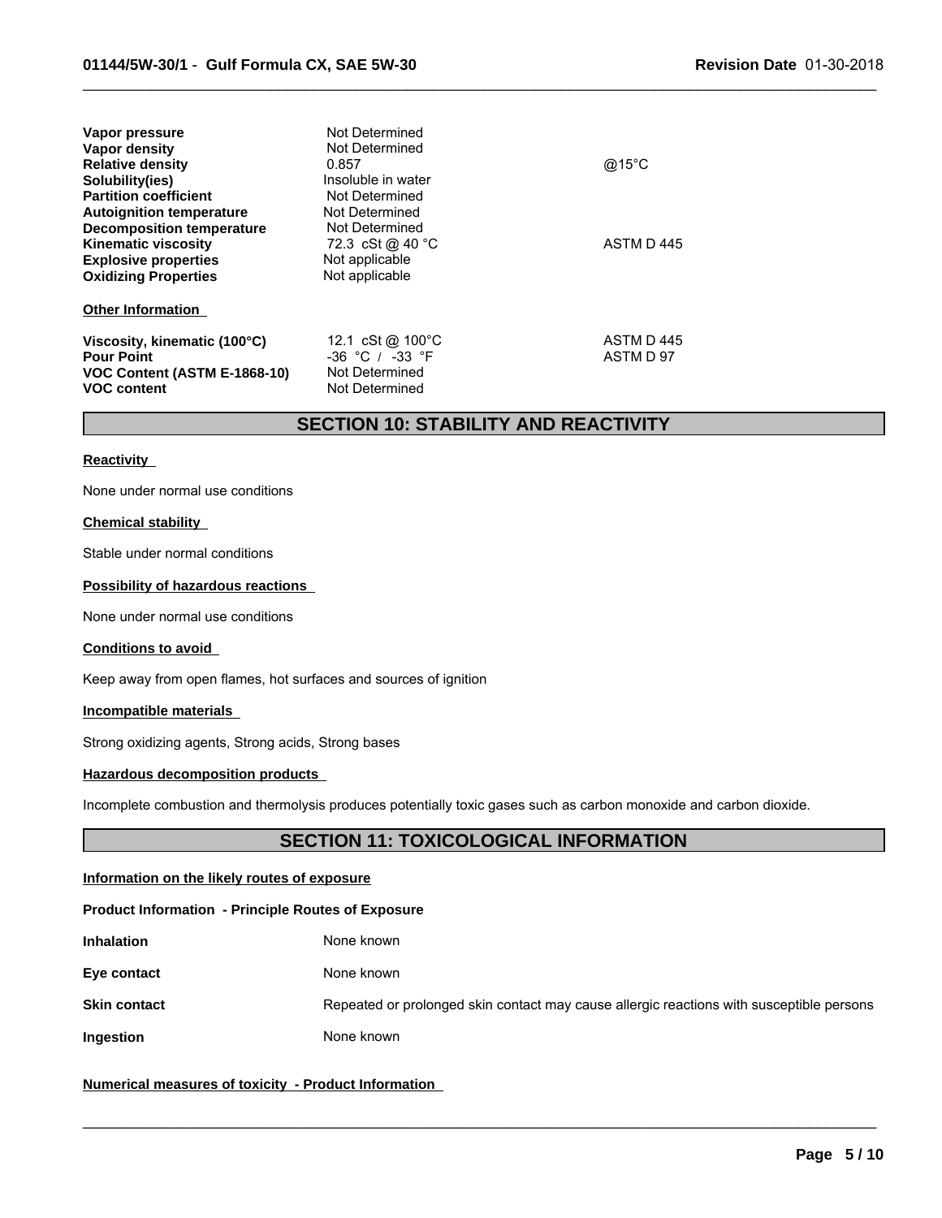| | | |
|---|---|---|
| **Vapor pressure** | Not Determined | |
| **Vapor density** | Not Determined | |
| **Relative density** | 0.857 | @15°C |
| **Solubility(ies)** | Insoluble in water | |
| **Partition coefficient** | Not Determined | |
| **Autoignition temperature** | Not Determined | |
| **Decomposition temperature** | Not Determined | |
| **Kinematic viscosity** | 72.3 cSt @ 40 °C | ASTM D 445 |
| **Explosive properties** | Not applicable | |
| **Oxidizing Properties** | Not applicable | |

**Other Information**

| | | |
|---|---|---|
| **Viscosity, kinematic (100°C)** | 12.1 cSt @ 100°C | ASTM D 445 |
| **Pour Point** | -36 °C / -33 °F | ASTM D 97 |
| **VOC Content (ASTM E-1868-10)** | Not Determined | |
| **VOC content** | Not Determined | |

## SECTION 10: STABILITY AND REACTIVITY

**Reactivity**

None under normal use conditions

**Chemical stability**

Stable under normal conditions

**Possibility of hazardous reactions**

None under normal use conditions

**Conditions to avoid**

Keep away from open flames, hot surfaces and sources of ignition

**Incompatible materials**

Strong oxidizing agents, Strong acids, Strong bases

**Hazardous decomposition products**

Incomplete combustion and thermolysis produces potentially toxic gases such as carbon monoxide and carbon dioxide.

## SECTION 11: TOXICOLOGICAL INFORMATION

**Information on the likely routes of exposure**

**Product Information - Principle Routes of Exposure**

| | |
|---|---|
| **Inhalation** | None known |
| **Eye contact** | None known |
| **Skin contact** | Repeated or prolonged skin contact may cause allergic reactions with susceptible persons |
| **Ingestion** | None known |

**Numerical measures of toxicity - Product Information**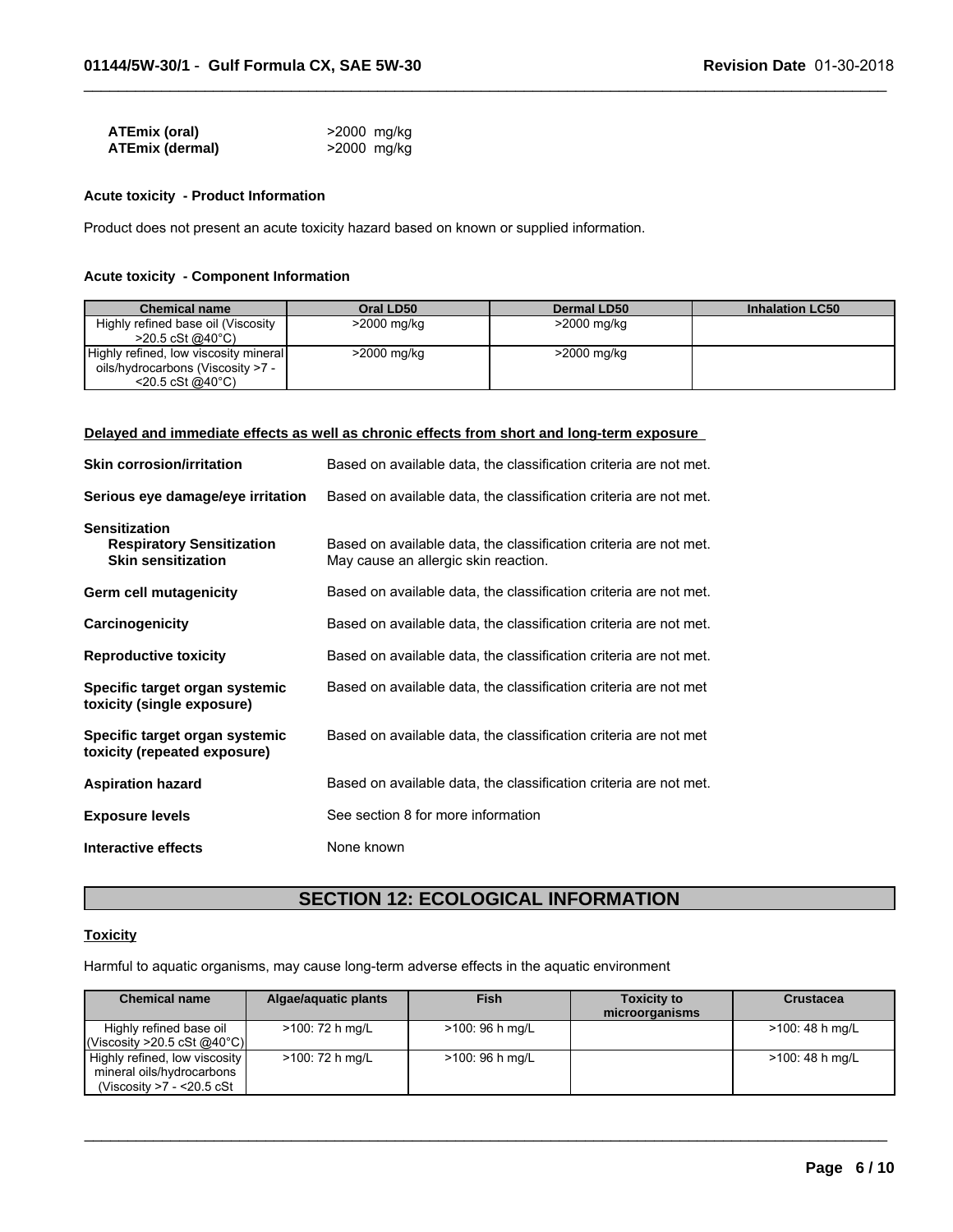| | |
|---|---|
| **ATEmix (oral)** | >2000 mg/kg |
| **ATEmix (dermal)** | >2000 mg/kg |

**Acute toxicity - Product Information**

Product does not present an acute toxicity hazard based on known or supplied information.

**Acute toxicity - Component Information**

| Chemical name | Oral LD50 | Dermal LD50 | Inhalation LC50 |
|---|---|---|---|
| Highly refined base oil (Viscosity >20.5 cSt @40°C) | >2000 mg/kg | >2000 mg/kg | |
| Highly refined, low viscosity mineral oils/hydrocarbons (Viscosity >7 - <20.5 cSt @40°C) | >2000 mg/kg | >2000 mg/kg | |

**Delayed and immediate effects as well as chronic effects from short and long-term exposure**

| | |
|---|---|
| **Skin corrosion/irritation** | Based on available data, the classification criteria are not met. |
| **Serious eye damage/eye irritation** | Based on available data, the classification criteria are not met. |
| **Sensitization** | |
| **Respiratory Sensitization** | Based on available data, the classification criteria are not met. |
| **Skin sensitization** | May cause an allergic skin reaction. |
| **Germ cell mutagenicity** | Based on available data, the classification criteria are not met. |
| **Carcinogenicity** | Based on available data, the classification criteria are not met. |
| **Reproductive toxicity** | Based on available data, the classification criteria are not met. |
| **Specific target organ systemic toxicity (single exposure)** | Based on available data, the classification criteria are not met |
| **Specific target organ systemic toxicity (repeated exposure)** | Based on available data, the classification criteria are not met |
| **Aspiration hazard** | Based on available data, the classification criteria are not met. |
| **Exposure levels** | See section 8 for more information |
| **Interactive effects** | None known |

## SECTION 12: ECOLOGICAL INFORMATION

**Toxicity**

Harmful to aquatic organisms, may cause long-term adverse effects in the aquatic environment

| Chemical name | Algae/aquatic plants | Fish | Toxicity to microorganisms | Crustacea |
|---|---|---|---|---|
| Highly refined base oil (Viscosity >20.5 cSt @40°C) | >100: 72 h mg/L | >100: 96 h mg/L | | >100: 48 h mg/L |
| Highly refined, low viscosity mineral oils/hydrocarbons (Viscosity >7 - <20.5 cSt | >100: 72 h mg/L | >100: 96 h mg/L | | >100: 48 h mg/L |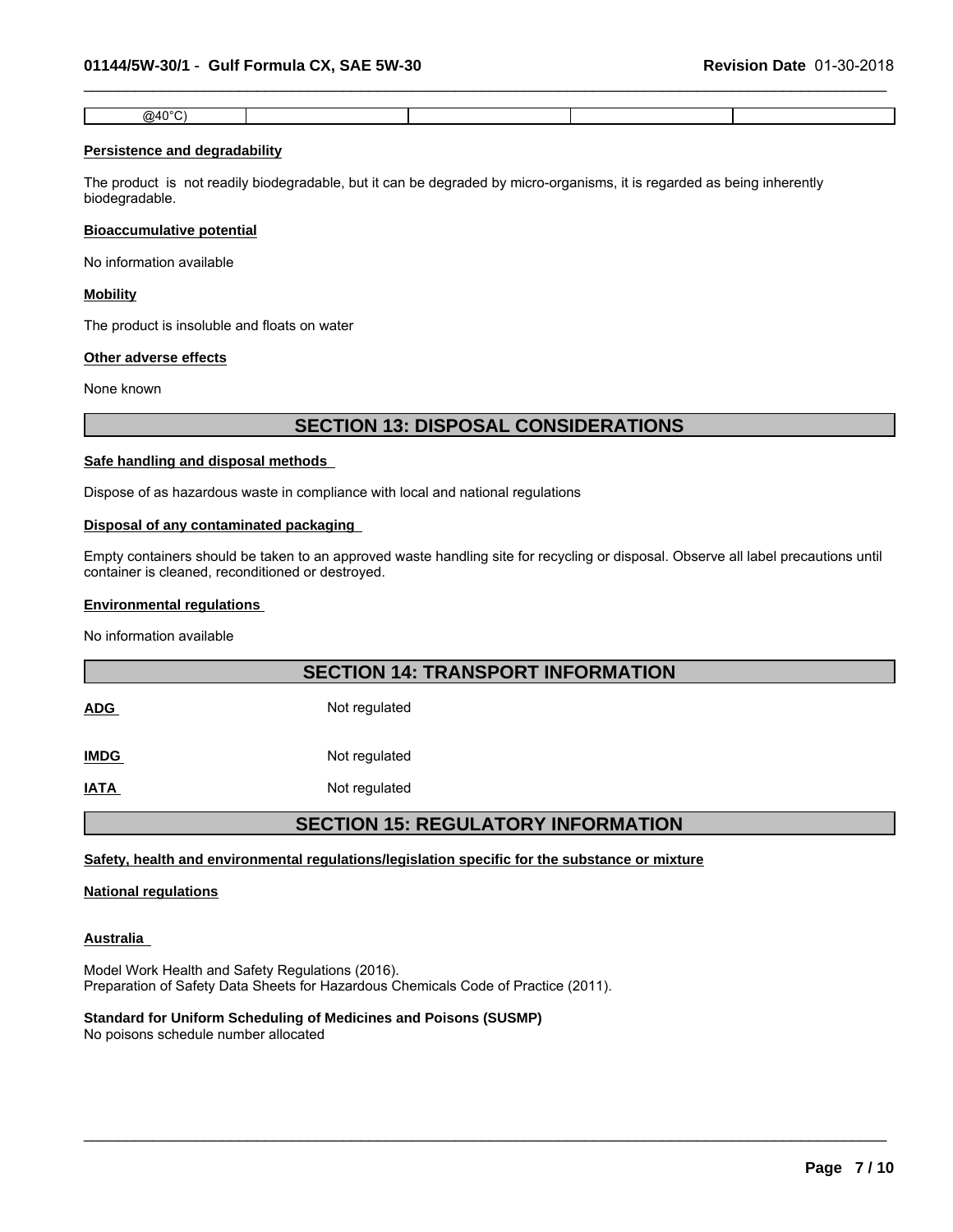| @40°C) | | | | |
|---|---|---|---|---|

**Persistence and degradability**

The product is not readily biodegradable, but it can be degraded by micro-organisms, it is regarded as being inherently biodegradable.

**Bioaccumulative potential**

No information available

**Mobility**

The product is insoluble and floats on water

**Other adverse effects**

None known

## SECTION 13: DISPOSAL CONSIDERATIONS

**Safe handling and disposal methods**

Dispose of as hazardous waste in compliance with local and national regulations

**Disposal of any contaminated packaging**

Empty containers should be taken to an approved waste handling site for recycling or disposal. Observe all label precautions until container is cleaned, reconditioned or destroyed.

**Environmental regulations**

No information available

## SECTION 14: TRANSPORT INFORMATION

| | |
|---|---|
| **ADG** | Not regulated |
| **IMDG** | Not regulated |
| **IATA** | Not regulated |

## SECTION 15: REGULATORY INFORMATION

**Safety, health and environmental regulations/legislation specific for the substance or mixture**

**National regulations**

**Australia**

Model Work Health and Safety Regulations (2016).
Preparation of Safety Data Sheets for Hazardous Chemicals Code of Practice (2011).

**Standard for Uniform Scheduling of Medicines and Poisons (SUSMP)**
No poisons schedule number allocated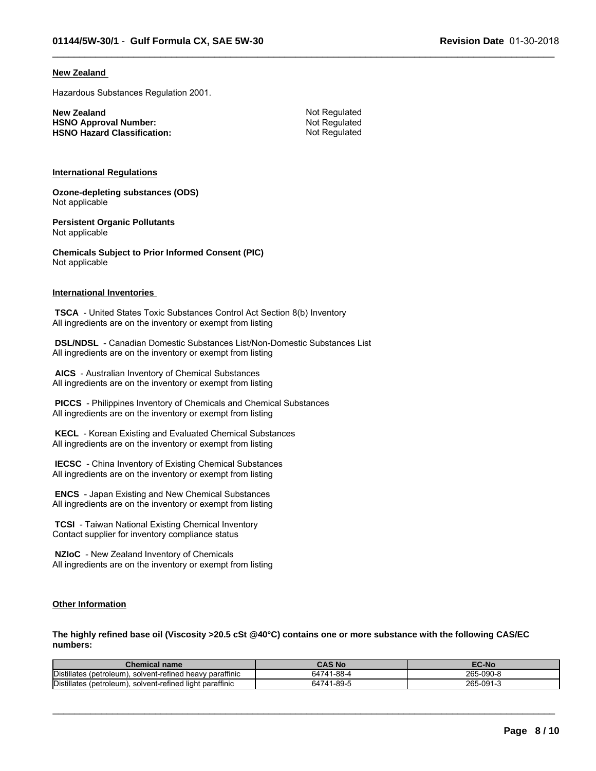### New Zealand

Hazardous Substances Regulation 2001.

**New Zealand** Not Regulated
**HSNO Approval Number:** Not Regulated
**HSNO Hazard Classification:** Not Regulated

### International Regulations

**Ozone-depleting substances (ODS)**
Not applicable

**Persistent Organic Pollutants**
Not applicable

**Chemicals Subject to Prior Informed Consent (PIC)**
Not applicable

### International Inventories

**TSCA** - United States Toxic Substances Control Act Section 8(b) Inventory
All ingredients are on the inventory or exempt from listing

**DSL/NDSL** - Canadian Domestic Substances List/Non-Domestic Substances List
All ingredients are on the inventory or exempt from listing

**AICS** - Australian Inventory of Chemical Substances
All ingredients are on the inventory or exempt from listing

**PICCS** - Philippines Inventory of Chemicals and Chemical Substances
All ingredients are on the inventory or exempt from listing

**KECL** - Korean Existing and Evaluated Chemical Substances
All ingredients are on the inventory or exempt from listing

**IECSC** - China Inventory of Existing Chemical Substances
All ingredients are on the inventory or exempt from listing

**ENCS** - Japan Existing and New Chemical Substances
All ingredients are on the inventory or exempt from listing

**TCSI** - Taiwan National Existing Chemical Inventory
Contact supplier for inventory compliance status

**NZIoC** - New Zealand Inventory of Chemicals
All ingredients are on the inventory or exempt from listing

### Other Information

**The highly refined base oil (Viscosity >20.5 cSt @40°C) contains one or more substance with the following CAS/EC numbers:**

| Chemical name | CAS No | EC-No |
|---|---|---|
| Distillates (petroleum), solvent-refined heavy paraffinic | 64741-88-4 | 265-090-8 |
| Distillates (petroleum), solvent-refined light paraffinic | 64741-89-5 | 265-091-3 |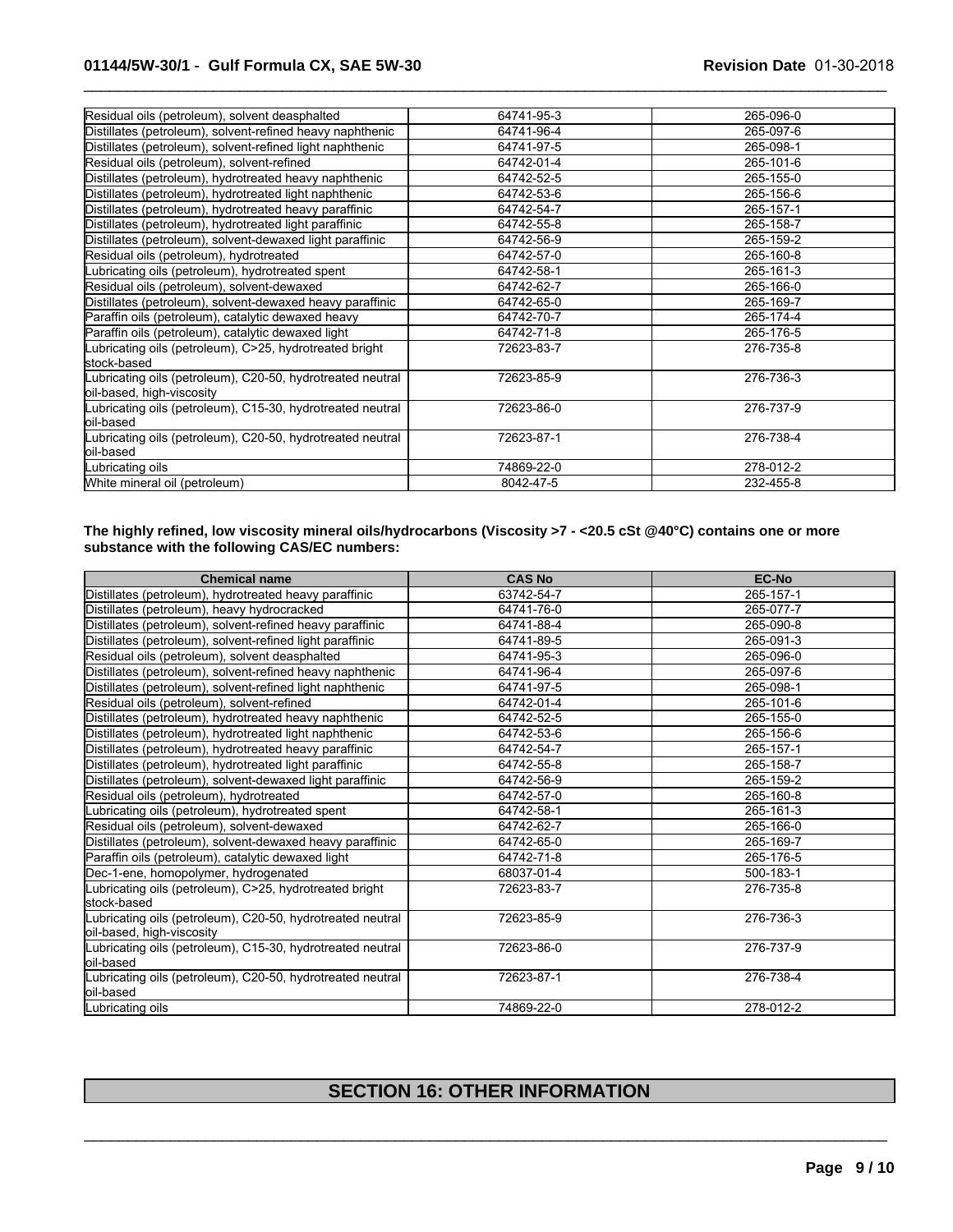| | | |
|---|---|---|
| Residual oils (petroleum), solvent deasphalted | 64741-95-3 | 265-096-0 |
| Distillates (petroleum), solvent-refined heavy naphthenic | 64741-96-4 | 265-097-6 |
| Distillates (petroleum), solvent-refined light naphthenic | 64741-97-5 | 265-098-1 |
| Residual oils (petroleum), solvent-refined | 64742-01-4 | 265-101-6 |
| Distillates (petroleum), hydrotreated heavy naphthenic | 64742-52-5 | 265-155-0 |
| Distillates (petroleum), hydrotreated light naphthenic | 64742-53-6 | 265-156-6 |
| Distillates (petroleum), hydrotreated heavy paraffinic | 64742-54-7 | 265-157-1 |
| Distillates (petroleum), hydrotreated light paraffinic | 64742-55-8 | 265-158-7 |
| Distillates (petroleum), solvent-dewaxed light paraffinic | 64742-56-9 | 265-159-2 |
| Residual oils (petroleum), hydrotreated | 64742-57-0 | 265-160-8 |
| Lubricating oils (petroleum), hydrotreated spent | 64742-58-1 | 265-161-3 |
| Residual oils (petroleum), solvent-dewaxed | 64742-62-7 | 265-166-0 |
| Distillates (petroleum), solvent-dewaxed heavy paraffinic | 64742-65-0 | 265-169-7 |
| Paraffin oils (petroleum), catalytic dewaxed heavy | 64742-70-7 | 265-174-4 |
| Paraffin oils (petroleum), catalytic dewaxed light | 64742-71-8 | 265-176-5 |
| Lubricating oils (petroleum), C>25, hydrotreated bright stock-based | 72623-83-7 | 276-735-8 |
| Lubricating oils (petroleum), C20-50, hydrotreated neutral oil-based, high-viscosity | 72623-85-9 | 276-736-3 |
| Lubricating oils (petroleum), C15-30, hydrotreated neutral oil-based | 72623-86-0 | 276-737-9 |
| Lubricating oils (petroleum), C20-50, hydrotreated neutral oil-based | 72623-87-1 | 276-738-4 |
| Lubricating oils | 74869-22-0 | 278-012-2 |
| White mineral oil (petroleum) | 8042-47-5 | 232-455-8 |

**The highly refined, low viscosity mineral oils/hydrocarbons (Viscosity >7 - <20.5 cSt @40°C) contains one or more substance with the following CAS/EC numbers:**

| Chemical name | CAS No | EC-No |
|---|---|---|
| Distillates (petroleum), hydrotreated heavy paraffinic | 63742-54-7 | 265-157-1 |
| Distillates (petroleum), heavy hydrocracked | 64741-76-0 | 265-077-7 |
| Distillates (petroleum), solvent-refined heavy paraffinic | 64741-88-4 | 265-090-8 |
| Distillates (petroleum), solvent-refined light paraffinic | 64741-89-5 | 265-091-3 |
| Residual oils (petroleum), solvent deasphalted | 64741-95-3 | 265-096-0 |
| Distillates (petroleum), solvent-refined heavy naphthenic | 64741-96-4 | 265-097-6 |
| Distillates (petroleum), solvent-refined light naphthenic | 64741-97-5 | 265-098-1 |
| Residual oils (petroleum), solvent-refined | 64742-01-4 | 265-101-6 |
| Distillates (petroleum), hydrotreated heavy naphthenic | 64742-52-5 | 265-155-0 |
| Distillates (petroleum), hydrotreated light naphthenic | 64742-53-6 | 265-156-6 |
| Distillates (petroleum), hydrotreated heavy paraffinic | 64742-54-7 | 265-157-1 |
| Distillates (petroleum), hydrotreated light paraffinic | 64742-55-8 | 265-158-7 |
| Distillates (petroleum), solvent-dewaxed light paraffinic | 64742-56-9 | 265-159-2 |
| Residual oils (petroleum), hydrotreated | 64742-57-0 | 265-160-8 |
| Lubricating oils (petroleum), hydrotreated spent | 64742-58-1 | 265-161-3 |
| Residual oils (petroleum), solvent-dewaxed | 64742-62-7 | 265-166-0 |
| Distillates (petroleum), solvent-dewaxed heavy paraffinic | 64742-65-0 | 265-169-7 |
| Paraffin oils (petroleum), catalytic dewaxed light | 64742-71-8 | 265-176-5 |
| Dec-1-ene, homopolymer, hydrogenated | 68037-01-4 | 500-183-1 |
| Lubricating oils (petroleum), C>25, hydrotreated bright stock-based | 72623-83-7 | 276-735-8 |
| Lubricating oils (petroleum), C20-50, hydrotreated neutral oil-based, high-viscosity | 72623-85-9 | 276-736-3 |
| Lubricating oils (petroleum), C15-30, hydrotreated neutral oil-based | 72623-86-0 | 276-737-9 |
| Lubricating oils (petroleum), C20-50, hydrotreated neutral oil-based | 72623-87-1 | 276-738-4 |
| Lubricating oils | 74869-22-0 | 278-012-2 |

## SECTION 16: OTHER INFORMATION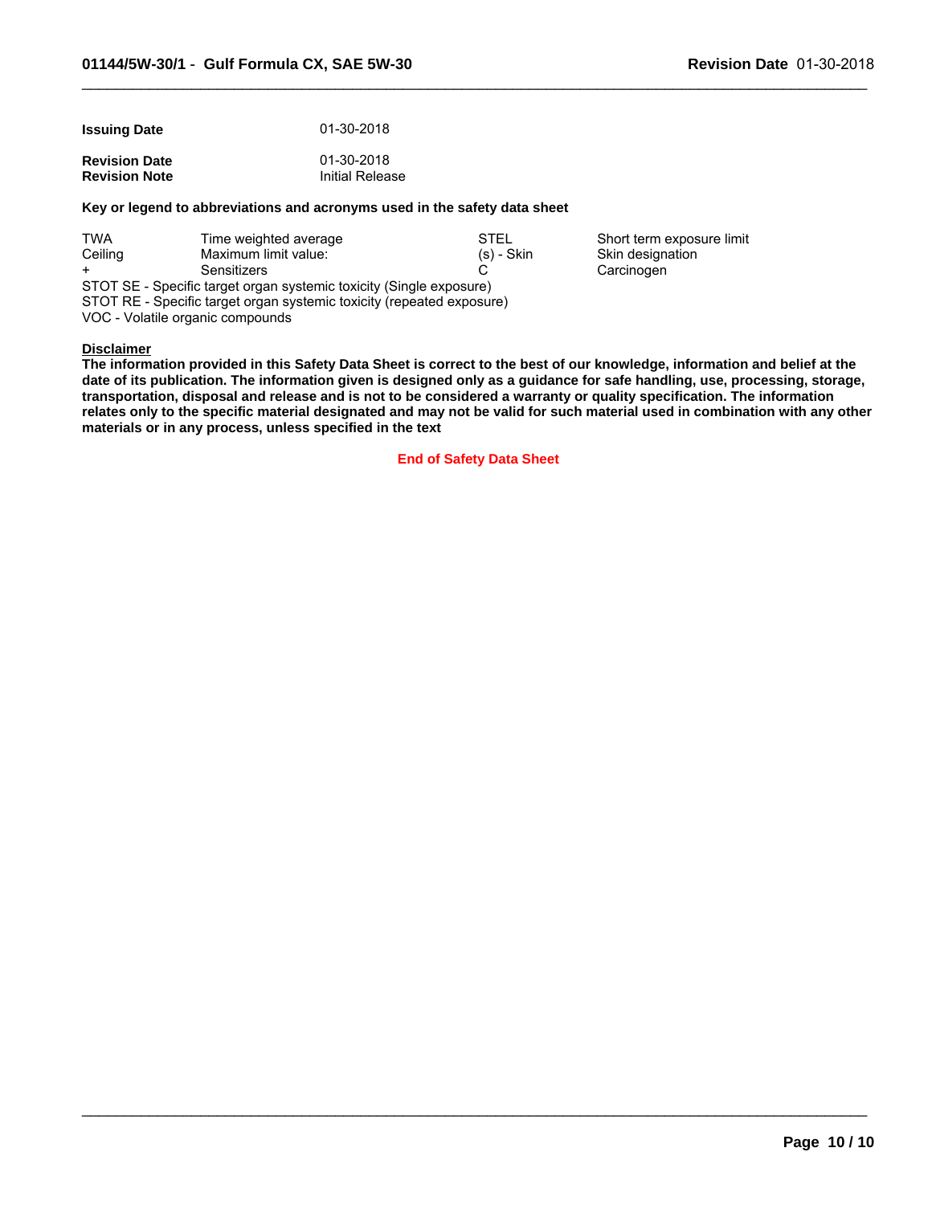| | |
|---|---|
| **Issuing Date** | 01-30-2018 |
| **Revision Date** | 01-30-2018 |
| **Revision Note** | Initial Release |

**Key or legend to abbreviations and acronyms used in the safety data sheet**

| | | | |
|---|---|---|---|
| TWA | Time weighted average | STEL | Short term exposure limit |
| Ceiling | Maximum limit value: | (s) - Skin | Skin designation |
| + | Sensitizers | C | Carcinogen |

STOT SE - Specific target organ systemic toxicity (Single exposure)
STOT RE - Specific target organ systemic toxicity (repeated exposure)
VOC - Volatile organic compounds

**Disclaimer**

**The information provided in this Safety Data Sheet is correct to the best of our knowledge, information and belief at the date of its publication. The information given is designed only as a guidance for safe handling, use, processing, storage, transportation, disposal and release and is not to be considered a warranty or quality specification. The information relates only to the specific material designated and may not be valid for such material used in combination with any other materials or in any process, unless specified in the text**

**End of Safety Data Sheet**